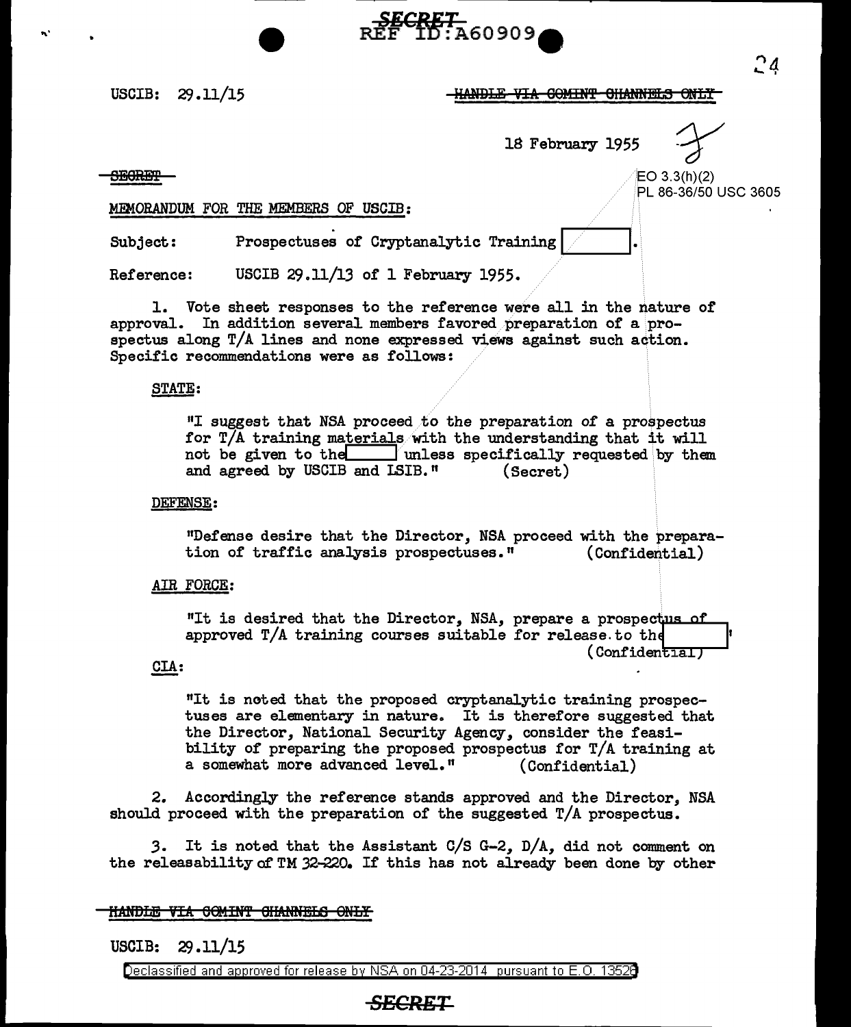USCIB: 29.11/15

~~HANDLE VIA COMINT CHANNELS ONLY~~

18 February 1955

~~SECRET~~

EO 3.3(h)(2)
PL 86-36/50 USC 3605

MEMORANDUM FOR THE MEMBERS OF USCIB:

Subject: Prospectuses of Cryptanalytic Training [ ].

Reference: USCIB 29.11/13 of 1 February 1955.

1. Vote sheet responses to the reference were all in the nature of approval. In addition several members favored preparation of a prospectus along T/A lines and none expressed views against such action. Specific recommendations were as follows:

STATE:

"I suggest that NSA proceed to the preparation of a prospectus for T/A training materials with the understanding that it will not be given to the [ ] unless specifically requested by them and agreed by USCIB and LSIB." (Secret)

DEFENSE:

"Defense desire that the Director, NSA proceed with the preparation of traffic analysis prospectuses." (Confidential)

AIR FORCE:

"It is desired that the Director, NSA, prepare a prospectus of approved T/A training courses suitable for release to the [ ]" (Confidential)

CIA:

"It is noted that the proposed cryptanalytic training prospectuses are elementary in nature. It is therefore suggested that the Director, National Security Agency, consider the feasibility of preparing the proposed prospectus for T/A training at a somewhat more advanced level." (Confidential)

2. Accordingly the reference stands approved and the Director, NSA should proceed with the preparation of the suggested T/A prospectus.

3. It is noted that the Assistant C/S G-2, D/A, did not comment on the releasability of TM 32-220. If this has not already been done by other

~~HANDLE VIA COMINT CHANNELS ONLY~~

USCIB: 29.11/15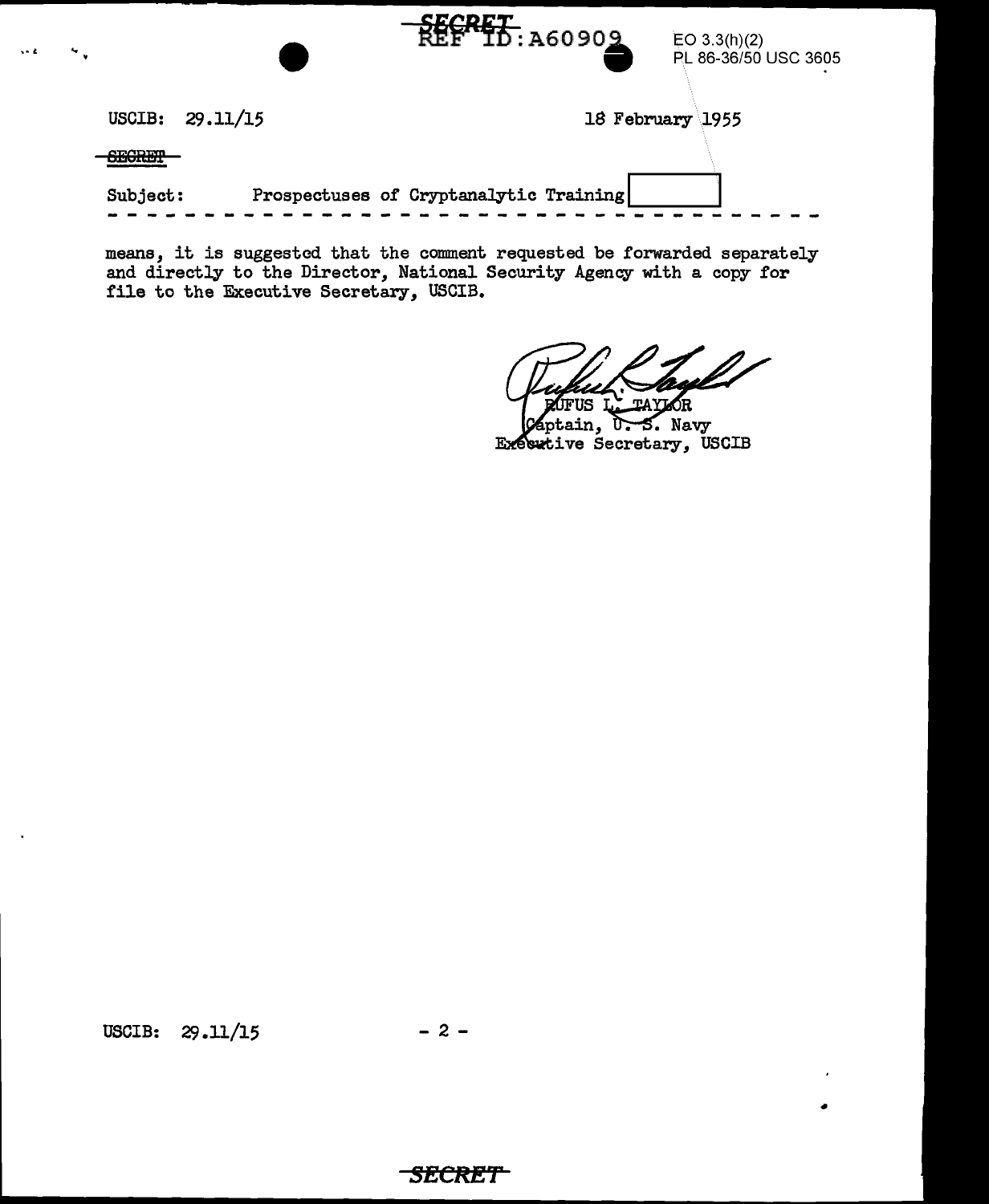SECRET
REF ID:A60909

EO 3.3(h)(2)
PL 86-36/50 USC 3605

USCIB: 29.11/15 18 February 1955

~~SECRET~~

Subject: Prospectuses of Cryptanalytic Training [ ]

- - - - - - - - - - - - - - - - - - - - - - - - - - - - - - - - - - - - - - -

means, it is suggested that the comment requested be forwarded separately and directly to the Director, National Security Agency with a copy for file to the Executive Secretary, USCIB.

RUFUS L. TAYLOR
Captain, U. S. Navy
Executive Secretary, USCIB

USCIB: 29.11/15

SECRET